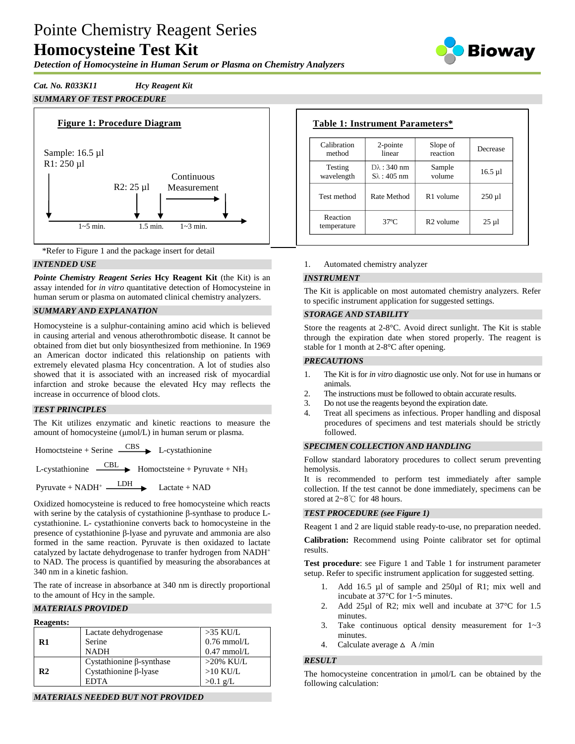# Pointe Chemistry Reagent Series

# Homocysteine Test Kit

*Detection of Homocysteine in Human Serum or Plasma on Chemistry Analyzers*

*Cat. No. R033K11* *Hcy Reagent Kit*

## SUMMARY OF TEST PROCEDURE

**Figure 1: Procedure Diagram**

Sample: 16.5 µl
R1: 250 µl

R2: 25 µl

Continuous Measurement

1~5 min. 1.5 min. 1~3 min.

*Refer to Figure 1 and the package insert for detail

**Table 1: Instrument Parameters***

| Calibration method | 2-pointe linear | Slope of reaction | Decrease |
|---|---|---|---|
| Testing wavelength | Dλ : 340 nm Sλ : 405 nm | Sample volume | 16.5 µl |
| Test method | Rate Method | R1 volume | 250 µl |
| Reaction temperature | 37ºC | R2 volume | 25 µl |

## INTENDED USE

***Pointe Chemistry Reagent Series*** **Hcy Reagent Kit** (the Kit) is an assay intended for *in vitro* quantitative detection of Homocysteine in human serum or plasma on automated clinical chemistry analyzers.

## SUMMARY AND EXPLANATION

Homocysteine is a sulphur-containing amino acid which is believed in causing arterial and venous atherothrombotic disease. It cannot be obtained from diet but only biosynthesized from methionine. In 1969 an American doctor indicated this relationship on patients with extremely elevated plasma Hcy concentration. A lot of studies also showed that it is associated with an increased risk of myocardial infarction and stroke because the elevated Hcy may reflects the increase in occurrence of blood clots.

## TEST PRINCIPLES

The Kit utilizes enzymatic and kinetic reactions to measure the amount of homocysteine (µmol/L) in human serum or plasma.

$$\text{Homoctsteine} + \text{Serine} \xrightarrow{\text{CBS}} \text{L-cystathionine}$$

$$\text{L-cystathionine} \xrightarrow{\text{CBL}} \text{Homoctsteine} + \text{Pyruvate} + NH_3$$

$$\text{Pyruvate} + NADH^{+} \xrightarrow{\text{LDH}} \text{Lactate} + NAD$$

Oxidized homocysteine is reduced to free homocysteine which reacts with serine by the catalysis of cystathionine β-synthase to produce L-cystathionine. L- cystathionine converts back to homocysteine in the presence of cystathionine β-lyase and pyruvate and ammonia are also formed in the same reaction. Pyruvate is then oxidazed to lactate catalyzed by lactate dehydrogenase to tranfer hydrogen from $NADH^{+}$ to NAD. The process is quantified by measuring the absorabances at 340 nm in a kinetic fashion.

The rate of increase in absorbance at 340 nm is directly proportional to the amount of Hcy in the sample.

## MATERIALS PROVIDED

**Reagents:**

| | | |
|---|---|---|
| **R1** | Lactate dehydrogenase<br>Serine<br>NADH | >35 KU/L<br>0.76 mmol/L<br>0.47 mmol/L |
| **R2** | Cystathionine β-synthase<br>Cystathionine β-lyase<br>EDTA | >20% KU/L<br>>10 KU/L<br>>0.1 g/L |

## MATERIALS NEEDED BUT NOT PROVIDED

1. Automated chemistry analyzer

## INSTRUMENT

The Kit is applicable on most automated chemistry analyzers. Refer to specific instrument application for suggested settings.

## STORAGE AND STABILITY

Store the reagents at 2-8°C. Avoid direct sunlight. The Kit is stable through the expiration date when stored properly. The reagent is stable for 1 month at 2-8°C after opening.

## PRECAUTIONS

1. The Kit is for *in vitro* diagnostic use only. Not for use in humans or animals.
2. The instructions must be followed to obtain accurate results.
3. Do not use the reagents beyond the expiration date.
4. Treat all specimens as infectious. Proper handling and disposal procedures of specimens and test materials should be strictly followed.

## SPECIMEN COLLECTION AND HANDLING

Follow standard laboratory procedures to collect serum preventing hemolysis.

It is recommended to perform test immediately after sample collection. If the test cannot be done immediately, specimens can be stored at 2~8℃ for 48 hours.

## TEST PROCEDURE (see Figure 1)

Reagent 1 and 2 are liquid stable ready-to-use, no preparation needed.

**Calibration:** Recommend using Pointe calibrator set for optimal results.

**Test procedure**: see Figure 1 and Table 1 for instrument parameter setup. Refer to specific instrument application for suggested setting.

1. Add 16.5 µl of sample and 250µl of R1; mix well and incubate at 37°C for 1~5 minutes.
2. Add 25µl of R2; mix well and incubate at 37°C for 1.5 minutes.
3. Take continuous optical density measurement for 1~3 minutes.
4. Calculate average $\Delta$ A /min

## RESULT

The homocysteine concentration in µmol/L can be obtained by the following calculation: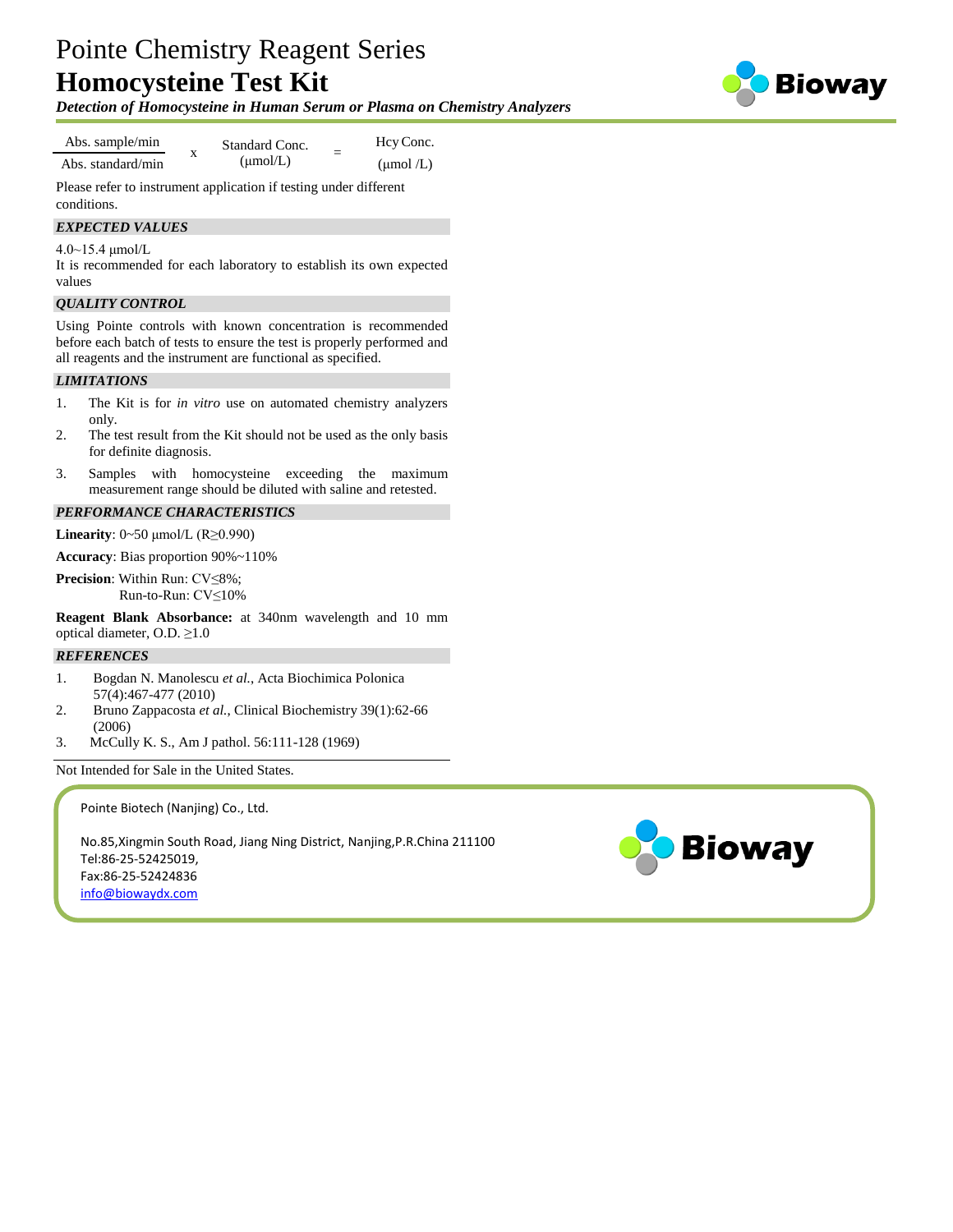# Pointe Chemistry Reagent Series

# Homocysteine Test Kit

***Detection of Homocysteine in Human Serum or Plasma on Chemistry Analyzers***

$$\frac{\text{Abs. sample/min}}{\text{Abs. standard/min}} \times \text{Standard Conc. } (\mu\text{mol/L}) = \text{Hcy Conc. } (\mu\text{mol/L})$$

Please refer to instrument application if testing under different conditions.

### *EXPECTED VALUES*

4.0~15.4 μmol/L

It is recommended for each laboratory to establish its own expected values

### *QUALITY CONTROL*

Using Pointe controls with known concentration is recommended before each batch of tests to ensure the test is properly performed and all reagents and the instrument are functional as specified.

### *LIMITATIONS*

1. The Kit is for *in vitro* use on automated chemistry analyzers only.
2. The test result from the Kit should not be used as the only basis for definite diagnosis.
3. Samples with homocysteine exceeding the maximum measurement range should be diluted with saline and retested.

### *PERFORMANCE CHARACTERISTICS*

**Linearity**: 0~50 μmol/L (R≥0.990)

**Accuracy**: Bias proportion 90%~110%

**Precision**: Within Run: CV≤8%;
Run-to-Run: CV≤10%

**Reagent Blank Absorbance:** at 340nm wavelength and 10 mm optical diameter, O.D. ≥1.0

### *REFERENCES*

1. Bogdan N. Manolescu *et al.*, Acta Biochimica Polonica 57(4):467-477 (2010)
2. Bruno Zappacosta *et al.*, Clinical Biochemistry 39(1):62-66 (2006)
3. McCully K. S., Am J pathol. 56:111-128 (1969)

Not Intended for Sale in the United States.

Pointe Biotech (Nanjing) Co., Ltd.

No.85,Xingmin South Road, Jiang Ning District, Nanjing,P.R.China 211100
Tel:86-25-52425019,
Fax:86-25-52424836
info@biowaydx.com